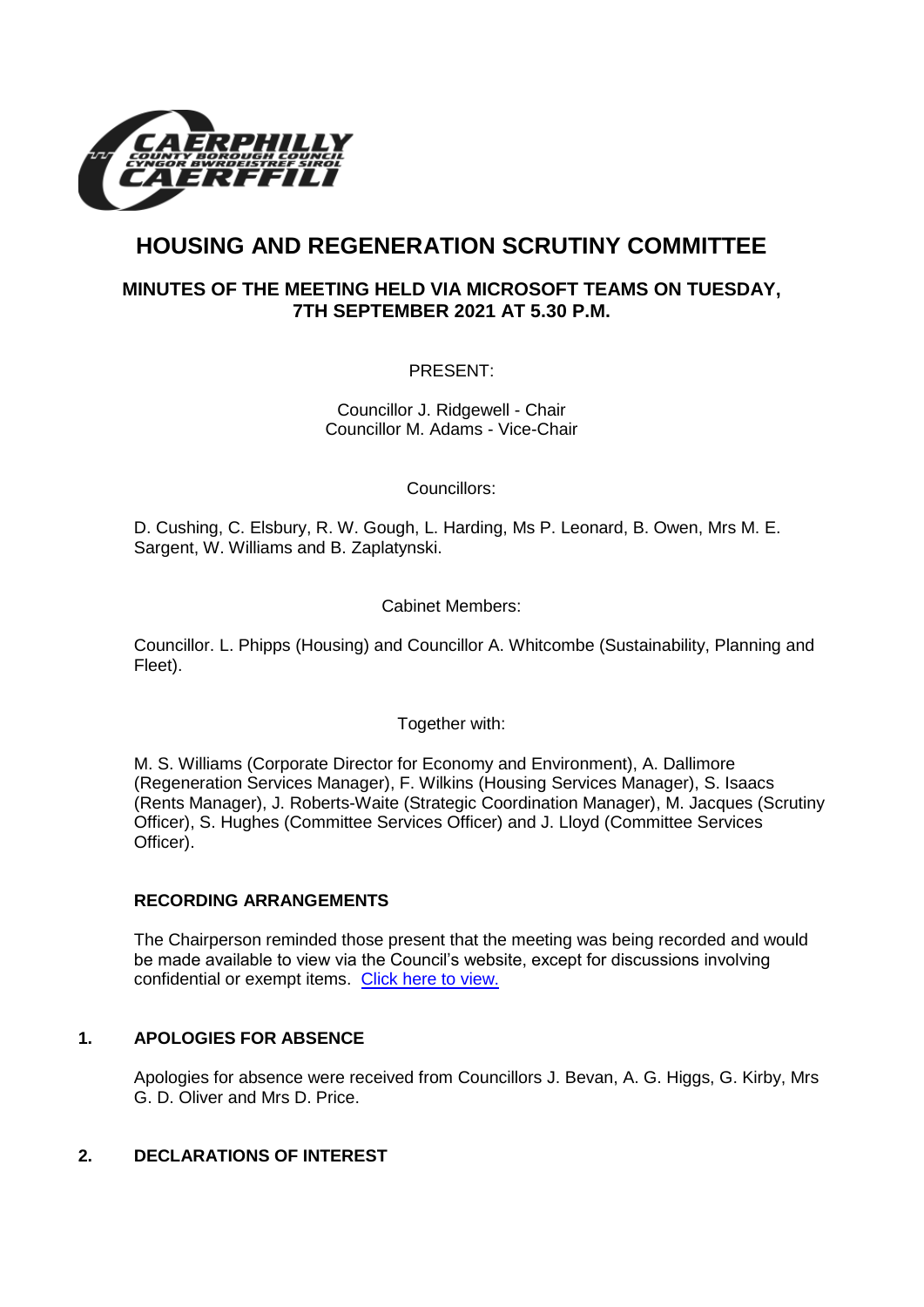# HOUSING AND REGENERATION SCRUTINY COMMITTEE

## MINUTES OF THE MEETING HELD VIA MICROSOFT TEAMS ON TUESDAY, 7TH SEPTEMBER 2021 AT 5.30 P.M.

PRESENT:

Councillor J. Ridgewell - Chair
Councillor M. Adams - Vice-Chair

Councillors:

D. Cushing, C. Elsbury, R. W. Gough, L. Harding, Ms P. Leonard, B. Owen, Mrs M. E. Sargent, W. Williams and B. Zaplatynski.

Cabinet Members:

Councillor. L. Phipps (Housing) and Councillor A. Whitcombe (Sustainability, Planning and Fleet).

Together with:

M. S. Williams (Corporate Director for Economy and Environment), A. Dallimore (Regeneration Services Manager), F. Wilkins (Housing Services Manager), S. Isaacs (Rents Manager), J. Roberts-Waite (Strategic Coordination Manager), M. Jacques (Scrutiny Officer), S. Hughes (Committee Services Officer) and J. Lloyd (Committee Services Officer).

### RECORDING ARRANGEMENTS

The Chairperson reminded those present that the meeting was being recorded and would be made available to view via the Council's website, except for discussions involving confidential or exempt items. Click here to view.

### 1. APOLOGIES FOR ABSENCE

Apologies for absence were received from Councillors J. Bevan, A. G. Higgs, G. Kirby, Mrs G. D. Oliver and Mrs D. Price.

### 2. DECLARATIONS OF INTEREST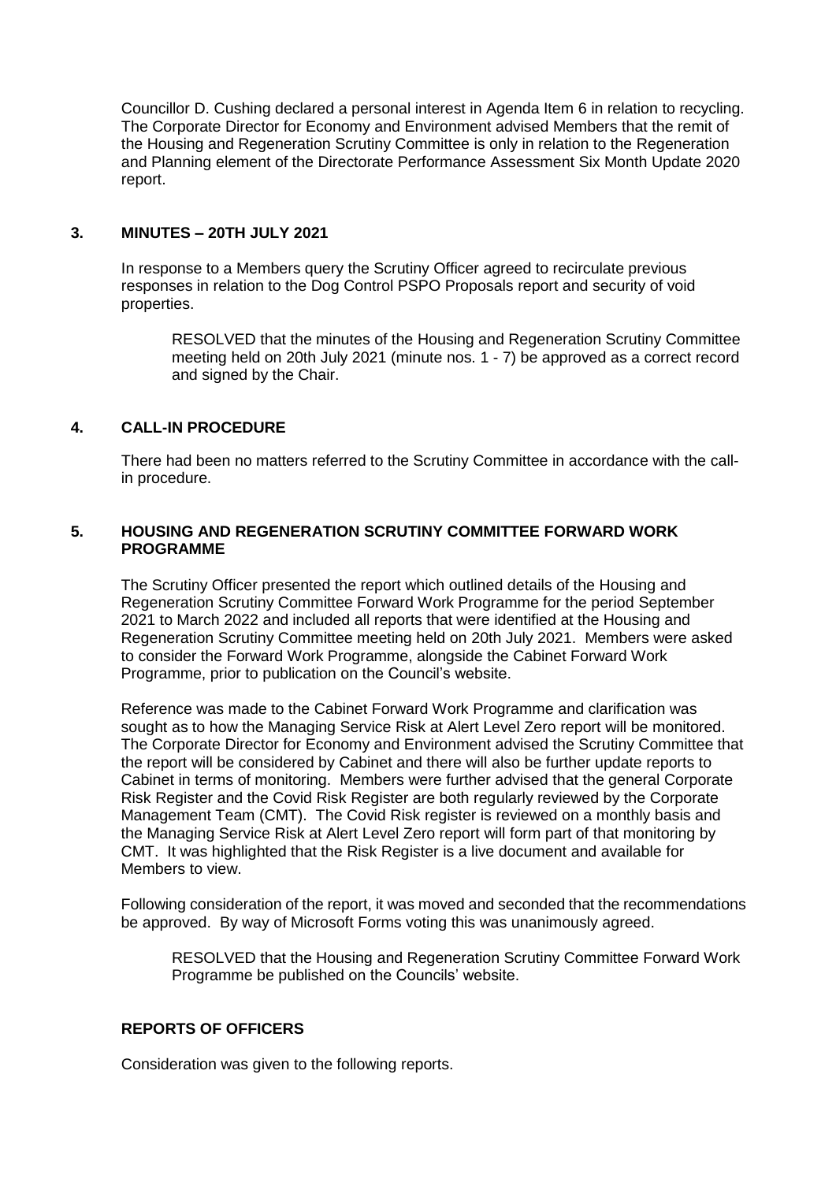Councillor D. Cushing declared a personal interest in Agenda Item 6 in relation to recycling. The Corporate Director for Economy and Environment advised Members that the remit of the Housing and Regeneration Scrutiny Committee is only in relation to the Regeneration and Planning element of the Directorate Performance Assessment Six Month Update 2020 report.

## 3. MINUTES – 20TH JULY 2021

In response to a Members query the Scrutiny Officer agreed to recirculate previous responses in relation to the Dog Control PSPO Proposals report and security of void properties.

> RESOLVED that the minutes of the Housing and Regeneration Scrutiny Committee meeting held on 20th July 2021 (minute nos. 1 - 7) be approved as a correct record and signed by the Chair.

## 4. CALL-IN PROCEDURE

There had been no matters referred to the Scrutiny Committee in accordance with the call-in procedure.

## 5. HOUSING AND REGENERATION SCRUTINY COMMITTEE FORWARD WORK PROGRAMME

The Scrutiny Officer presented the report which outlined details of the Housing and Regeneration Scrutiny Committee Forward Work Programme for the period September 2021 to March 2022 and included all reports that were identified at the Housing and Regeneration Scrutiny Committee meeting held on 20th July 2021. Members were asked to consider the Forward Work Programme, alongside the Cabinet Forward Work Programme, prior to publication on the Council's website.

Reference was made to the Cabinet Forward Work Programme and clarification was sought as to how the Managing Service Risk at Alert Level Zero report will be monitored. The Corporate Director for Economy and Environment advised the Scrutiny Committee that the report will be considered by Cabinet and there will also be further update reports to Cabinet in terms of monitoring. Members were further advised that the general Corporate Risk Register and the Covid Risk Register are both regularly reviewed by the Corporate Management Team (CMT). The Covid Risk register is reviewed on a monthly basis and the Managing Service Risk at Alert Level Zero report will form part of that monitoring by CMT. It was highlighted that the Risk Register is a live document and available for Members to view.

Following consideration of the report, it was moved and seconded that the recommendations be approved. By way of Microsoft Forms voting this was unanimously agreed.

> RESOLVED that the Housing and Regeneration Scrutiny Committee Forward Work Programme be published on the Councils' website.

## REPORTS OF OFFICERS

Consideration was given to the following reports.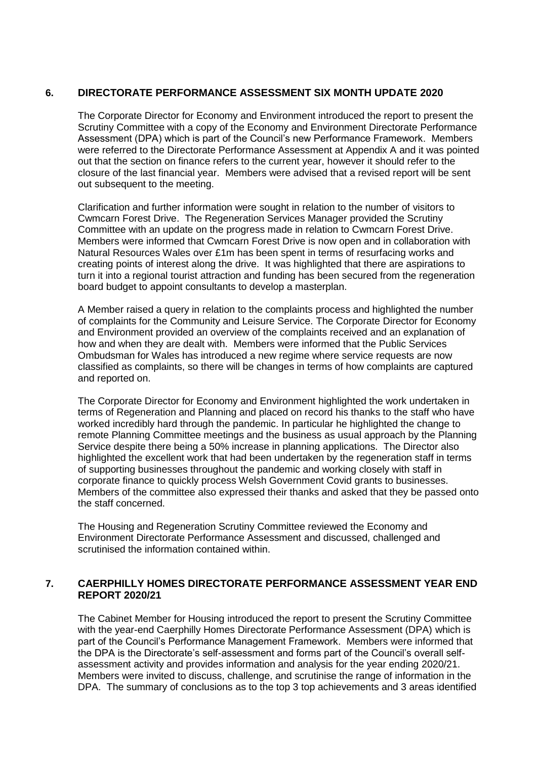## 6. DIRECTORATE PERFORMANCE ASSESSMENT SIX MONTH UPDATE 2020

The Corporate Director for Economy and Environment introduced the report to present the Scrutiny Committee with a copy of the Economy and Environment Directorate Performance Assessment (DPA) which is part of the Council's new Performance Framework. Members were referred to the Directorate Performance Assessment at Appendix A and it was pointed out that the section on finance refers to the current year, however it should refer to the closure of the last financial year. Members were advised that a revised report will be sent out subsequent to the meeting.

Clarification and further information were sought in relation to the number of visitors to Cwmcarn Forest Drive. The Regeneration Services Manager provided the Scrutiny Committee with an update on the progress made in relation to Cwmcarn Forest Drive. Members were informed that Cwmcarn Forest Drive is now open and in collaboration with Natural Resources Wales over £1m has been spent in terms of resurfacing works and creating points of interest along the drive. It was highlighted that there are aspirations to turn it into a regional tourist attraction and funding has been secured from the regeneration board budget to appoint consultants to develop a masterplan.

A Member raised a query in relation to the complaints process and highlighted the number of complaints for the Community and Leisure Service. The Corporate Director for Economy and Environment provided an overview of the complaints received and an explanation of how and when they are dealt with. Members were informed that the Public Services Ombudsman for Wales has introduced a new regime where service requests are now classified as complaints, so there will be changes in terms of how complaints are captured and reported on.

The Corporate Director for Economy and Environment highlighted the work undertaken in terms of Regeneration and Planning and placed on record his thanks to the staff who have worked incredibly hard through the pandemic. In particular he highlighted the change to remote Planning Committee meetings and the business as usual approach by the Planning Service despite there being a 50% increase in planning applications. The Director also highlighted the excellent work that had been undertaken by the regeneration staff in terms of supporting businesses throughout the pandemic and working closely with staff in corporate finance to quickly process Welsh Government Covid grants to businesses. Members of the committee also expressed their thanks and asked that they be passed onto the staff concerned.

The Housing and Regeneration Scrutiny Committee reviewed the Economy and Environment Directorate Performance Assessment and discussed, challenged and scrutinised the information contained within.

## 7. CAERPHILLY HOMES DIRECTORATE PERFORMANCE ASSESSMENT YEAR END REPORT 2020/21

The Cabinet Member for Housing introduced the report to present the Scrutiny Committee with the year-end Caerphilly Homes Directorate Performance Assessment (DPA) which is part of the Council's Performance Management Framework. Members were informed that the DPA is the Directorate's self-assessment and forms part of the Council's overall self-assessment activity and provides information and analysis for the year ending 2020/21. Members were invited to discuss, challenge, and scrutinise the range of information in the DPA. The summary of conclusions as to the top 3 top achievements and 3 areas identified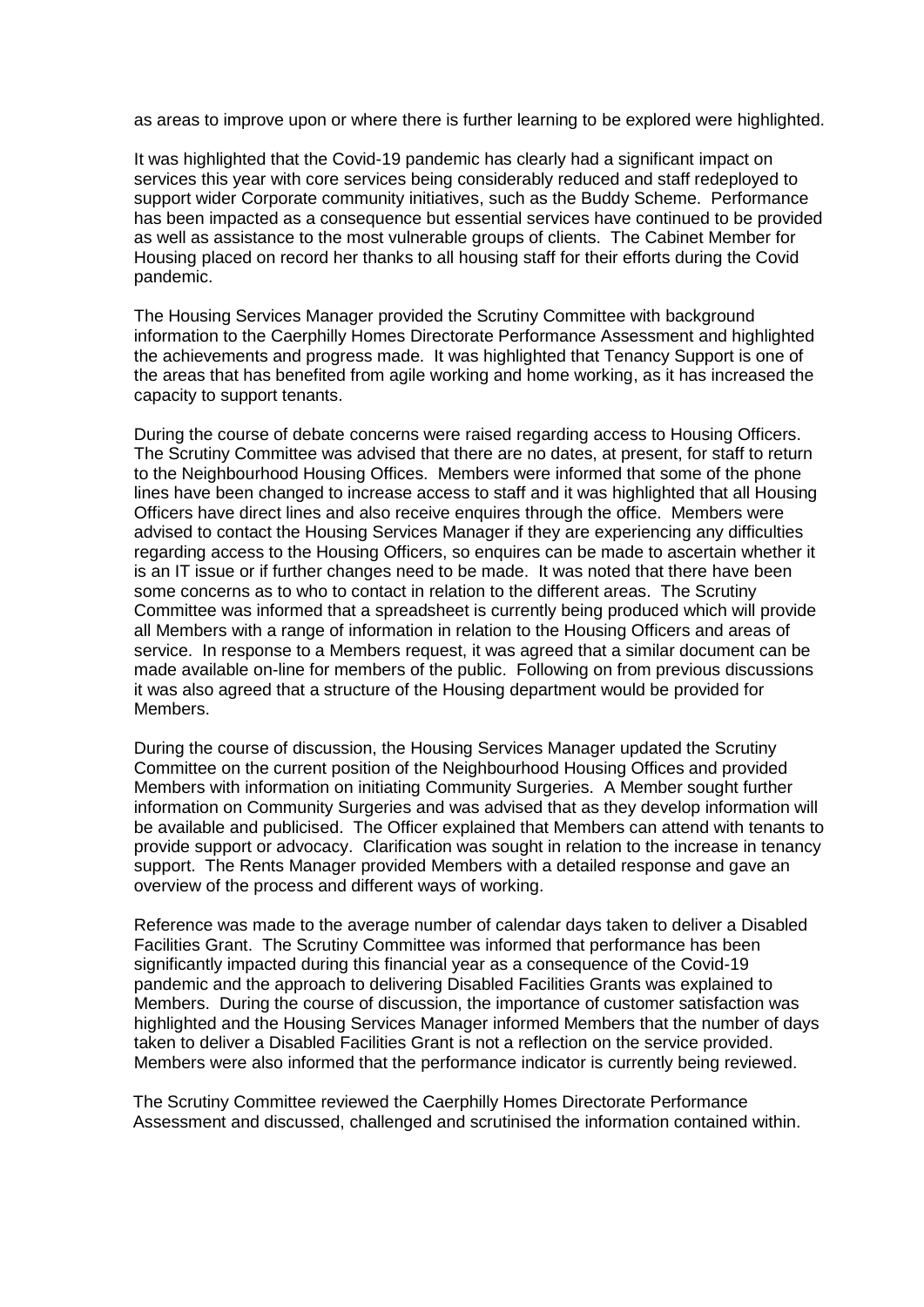as areas to improve upon or where there is further learning to be explored were highlighted.

It was highlighted that the Covid-19 pandemic has clearly had a significant impact on services this year with core services being considerably reduced and staff redeployed to support wider Corporate community initiatives, such as the Buddy Scheme. Performance has been impacted as a consequence but essential services have continued to be provided as well as assistance to the most vulnerable groups of clients. The Cabinet Member for Housing placed on record her thanks to all housing staff for their efforts during the Covid pandemic.

The Housing Services Manager provided the Scrutiny Committee with background information to the Caerphilly Homes Directorate Performance Assessment and highlighted the achievements and progress made. It was highlighted that Tenancy Support is one of the areas that has benefited from agile working and home working, as it has increased the capacity to support tenants.

During the course of debate concerns were raised regarding access to Housing Officers. The Scrutiny Committee was advised that there are no dates, at present, for staff to return to the Neighbourhood Housing Offices. Members were informed that some of the phone lines have been changed to increase access to staff and it was highlighted that all Housing Officers have direct lines and also receive enquires through the office. Members were advised to contact the Housing Services Manager if they are experiencing any difficulties regarding access to the Housing Officers, so enquires can be made to ascertain whether it is an IT issue or if further changes need to be made. It was noted that there have been some concerns as to who to contact in relation to the different areas. The Scrutiny Committee was informed that a spreadsheet is currently being produced which will provide all Members with a range of information in relation to the Housing Officers and areas of service. In response to a Members request, it was agreed that a similar document can be made available on-line for members of the public. Following on from previous discussions it was also agreed that a structure of the Housing department would be provided for Members.

During the course of discussion, the Housing Services Manager updated the Scrutiny Committee on the current position of the Neighbourhood Housing Offices and provided Members with information on initiating Community Surgeries. A Member sought further information on Community Surgeries and was advised that as they develop information will be available and publicised. The Officer explained that Members can attend with tenants to provide support or advocacy. Clarification was sought in relation to the increase in tenancy support. The Rents Manager provided Members with a detailed response and gave an overview of the process and different ways of working.

Reference was made to the average number of calendar days taken to deliver a Disabled Facilities Grant. The Scrutiny Committee was informed that performance has been significantly impacted during this financial year as a consequence of the Covid-19 pandemic and the approach to delivering Disabled Facilities Grants was explained to Members. During the course of discussion, the importance of customer satisfaction was highlighted and the Housing Services Manager informed Members that the number of days taken to deliver a Disabled Facilities Grant is not a reflection on the service provided. Members were also informed that the performance indicator is currently being reviewed.

The Scrutiny Committee reviewed the Caerphilly Homes Directorate Performance Assessment and discussed, challenged and scrutinised the information contained within.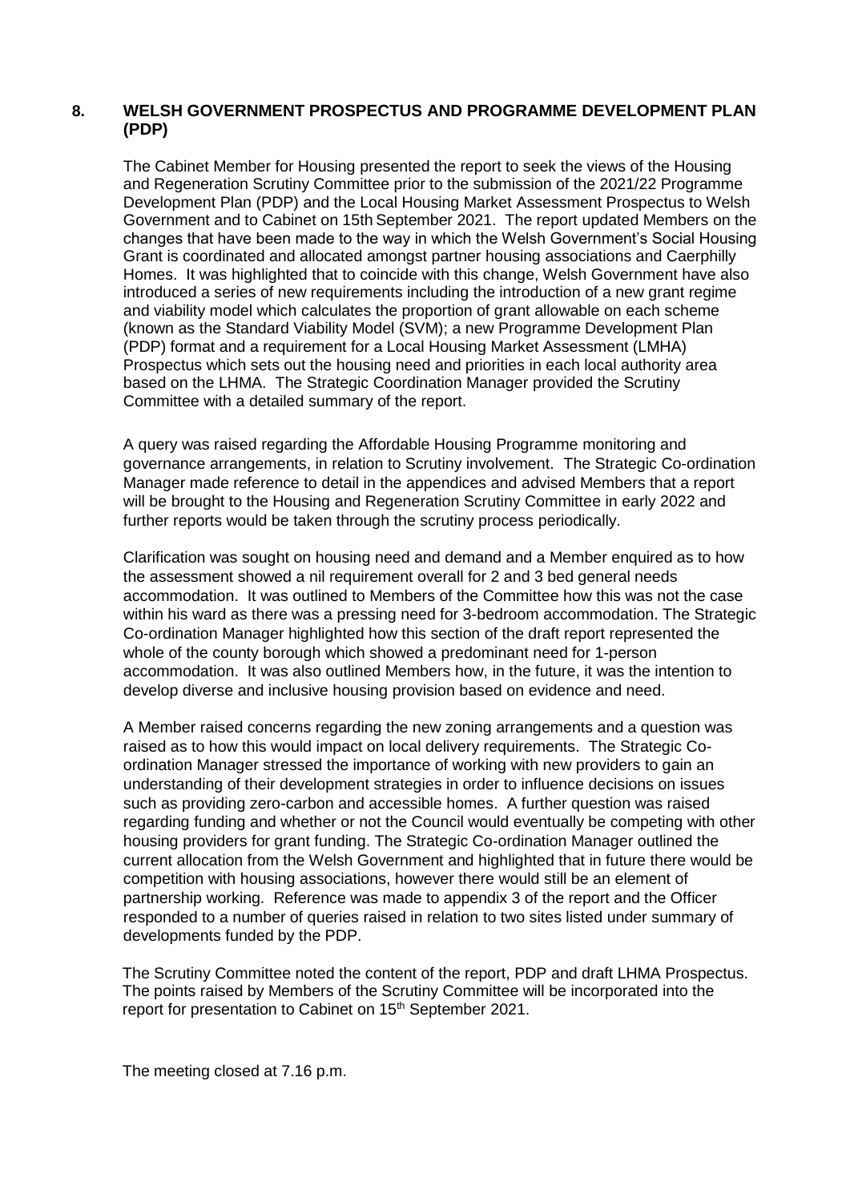## 8. WELSH GOVERNMENT PROSPECTUS AND PROGRAMME DEVELOPMENT PLAN (PDP)

The Cabinet Member for Housing presented the report to seek the views of the Housing and Regeneration Scrutiny Committee prior to the submission of the 2021/22 Programme Development Plan (PDP) and the Local Housing Market Assessment Prospectus to Welsh Government and to Cabinet on 15th September 2021. The report updated Members on the changes that have been made to the way in which the Welsh Government's Social Housing Grant is coordinated and allocated amongst partner housing associations and Caerphilly Homes. It was highlighted that to coincide with this change, Welsh Government have also introduced a series of new requirements including the introduction of a new grant regime and viability model which calculates the proportion of grant allowable on each scheme (known as the Standard Viability Model (SVM); a new Programme Development Plan (PDP) format and a requirement for a Local Housing Market Assessment (LMHA) Prospectus which sets out the housing need and priorities in each local authority area based on the LHMA. The Strategic Coordination Manager provided the Scrutiny Committee with a detailed summary of the report.

A query was raised regarding the Affordable Housing Programme monitoring and governance arrangements, in relation to Scrutiny involvement. The Strategic Co-ordination Manager made reference to detail in the appendices and advised Members that a report will be brought to the Housing and Regeneration Scrutiny Committee in early 2022 and further reports would be taken through the scrutiny process periodically.

Clarification was sought on housing need and demand and a Member enquired as to how the assessment showed a nil requirement overall for 2 and 3 bed general needs accommodation. It was outlined to Members of the Committee how this was not the case within his ward as there was a pressing need for 3-bedroom accommodation. The Strategic Co-ordination Manager highlighted how this section of the draft report represented the whole of the county borough which showed a predominant need for 1-person accommodation. It was also outlined Members how, in the future, it was the intention to develop diverse and inclusive housing provision based on evidence and need.

A Member raised concerns regarding the new zoning arrangements and a question was raised as to how this would impact on local delivery requirements. The Strategic Co-ordination Manager stressed the importance of working with new providers to gain an understanding of their development strategies in order to influence decisions on issues such as providing zero-carbon and accessible homes. A further question was raised regarding funding and whether or not the Council would eventually be competing with other housing providers for grant funding. The Strategic Co-ordination Manager outlined the current allocation from the Welsh Government and highlighted that in future there would be competition with housing associations, however there would still be an element of partnership working. Reference was made to appendix 3 of the report and the Officer responded to a number of queries raised in relation to two sites listed under summary of developments funded by the PDP.

The Scrutiny Committee noted the content of the report, PDP and draft LHMA Prospectus. The points raised by Members of the Scrutiny Committee will be incorporated into the report for presentation to Cabinet on 15th September 2021.

The meeting closed at 7.16 p.m.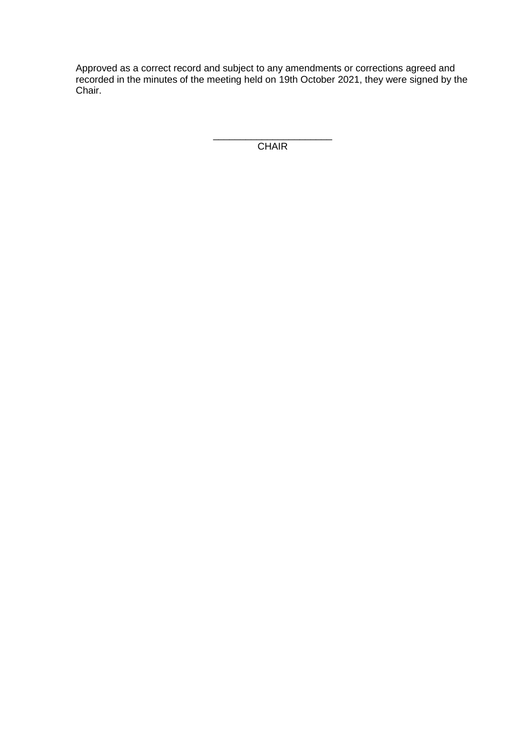Approved as a correct record and subject to any amendments or corrections agreed and recorded in the minutes of the meeting held on 19th October 2021, they were signed by the Chair.

______________________

CHAIR